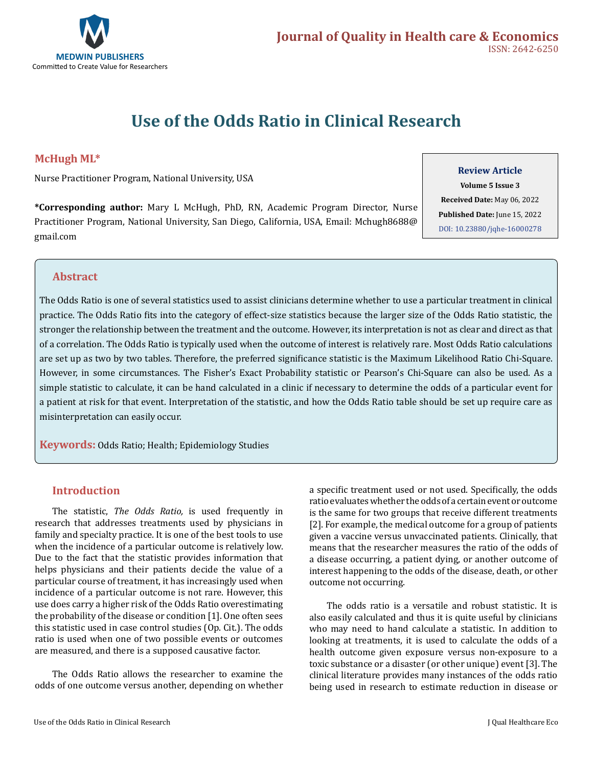Journal of Quality in Health care & Economics
ISSN: 2642-6250

# Use of the Odds Ratio in Clinical Research

**McHugh ML***

Nurse Practitioner Program, National University, USA

**\*Corresponding author:** Mary L McHugh, PhD, RN, Academic Program Director, Nurse Practitioner Program, National University, San Diego, California, USA, Email: Mchugh8688@gmail.com

**Review Article**
**Volume 5 Issue 3**
**Received Date:** May 06, 2022
**Published Date:** June 15, 2022
DOI: 10.23880/jqhe-16000278

## Abstract

The Odds Ratio is one of several statistics used to assist clinicians determine whether to use a particular treatment in clinical practice. The Odds Ratio fits into the category of effect-size statistics because the larger size of the Odds Ratio statistic, the stronger the relationship between the treatment and the outcome. However, its interpretation is not as clear and direct as that of a correlation. The Odds Ratio is typically used when the outcome of interest is relatively rare. Most Odds Ratio calculations are set up as two by two tables. Therefore, the preferred significance statistic is the Maximum Likelihood Ratio Chi-Square. However, in some circumstances. The Fisher's Exact Probability statistic or Pearson's Chi-Square can also be used. As a simple statistic to calculate, it can be hand calculated in a clinic if necessary to determine the odds of a particular event for a patient at risk for that event. Interpretation of the statistic, and how the Odds Ratio table should be set up require care as misinterpretation can easily occur.

**Keywords:** Odds Ratio; Health; Epidemiology Studies

## Introduction

The statistic, *The Odds Ratio,* is used frequently in research that addresses treatments used by physicians in family and specialty practice. It is one of the best tools to use when the incidence of a particular outcome is relatively low. Due to the fact that the statistic provides information that helps physicians and their patients decide the value of a particular course of treatment, it has increasingly used when incidence of a particular outcome is not rare. However, this use does carry a higher risk of the Odds Ratio overestimating the probability of the disease or condition [1]. One often sees this statistic used in case control studies (Op. Cit.). The odds ratio is used when one of two possible events or outcomes are measured, and there is a supposed causative factor.

The Odds Ratio allows the researcher to examine the odds of one outcome versus another, depending on whether a specific treatment used or not used. Specifically, the odds ratio evaluates whether the odds of a certain event or outcome is the same for two groups that receive different treatments [2]. For example, the medical outcome for a group of patients given a vaccine versus unvaccinated patients. Clinically, that means that the researcher measures the ratio of the odds of a disease occurring, a patient dying, or another outcome of interest happening to the odds of the disease, death, or other outcome not occurring.

The odds ratio is a versatile and robust statistic. It is also easily calculated and thus it is quite useful by clinicians who may need to hand calculate a statistic. In addition to looking at treatments, it is used to calculate the odds of a health outcome given exposure versus non-exposure to a toxic substance or a disaster (or other unique) event [3]. The clinical literature provides many instances of the odds ratio being used in research to estimate reduction in disease or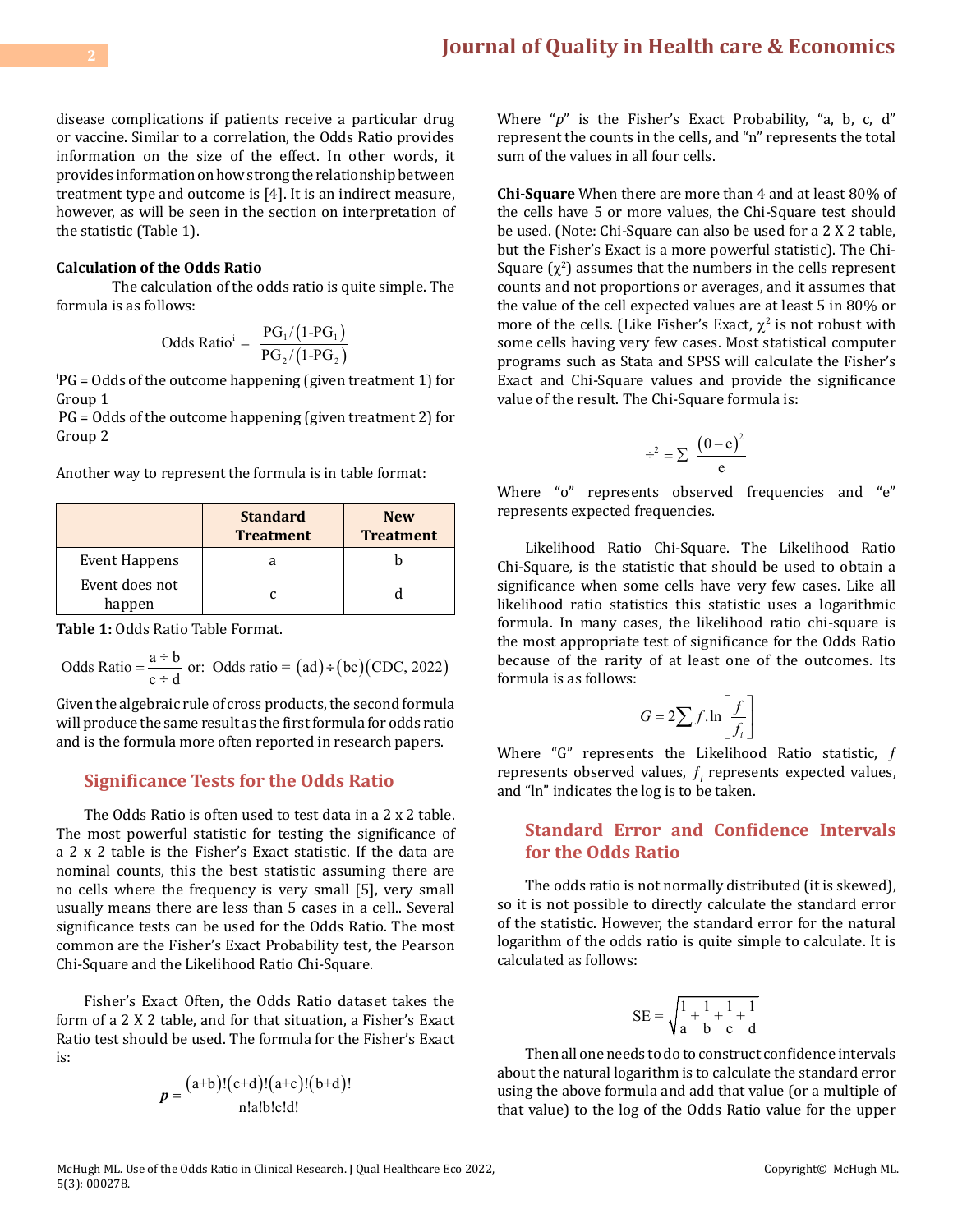disease complications if patients receive a particular drug or vaccine. Similar to a correlation, the Odds Ratio provides information on the size of the effect. In other words, it provides information on how strong the relationship between treatment type and outcome is [4]. It is an indirect measure, however, as will be seen in the section on interpretation of the statistic (Table 1).

**Calculation of the Odds Ratio**

The calculation of the odds ratio is quite simple. The formula is as follows:

$$\text{Odds Ratio}^{i} = \frac{PG_1/(1\text{-}PG_1)}{PG_2/(1\text{-}PG_2)}$$

[i]PG = Odds of the outcome happening (given treatment 1) for Group 1

PG = Odds of the outcome happening (given treatment 2) for Group 2

Another way to represent the formula is in table format:

| | Standard Treatment | New Treatment |
|---|---|---|
| Event Happens | a | b |
| Event does not happen | c | d |

**Table 1:** Odds Ratio Table Format.

$$\text{Odds Ratio} = \frac{a \div b}{c \div d} \text{ or: Odds ratio} = (ad) \div (bc)(\text{CDC, 2022})$$

Given the algebraic rule of cross products, the second formula will produce the same result as the first formula for odds ratio and is the formula more often reported in research papers.

## Significance Tests for the Odds Ratio

The Odds Ratio is often used to test data in a 2 x 2 table. The most powerful statistic for testing the significance of a 2 x 2 table is the Fisher's Exact statistic. If the data are nominal counts, this the best statistic assuming there are no cells where the frequency is very small [5], very small usually means there are less than 5 cases in a cell.. Several significance tests can be used for the Odds Ratio. The most common are the Fisher's Exact Probability test, the Pearson Chi-Square and the Likelihood Ratio Chi-Square.

Fisher's Exact Often, the Odds Ratio dataset takes the form of a 2 X 2 table, and for that situation, a Fisher's Exact Ratio test should be used. The formula for the Fisher's Exact is:

$$p = \frac{(a+b)!(c+d)!(a+c)!(b+d)!}{n!a!b!c!d!}$$

Where "*p*" is the Fisher's Exact Probability, "a, b, c, d" represent the counts in the cells, and "n" represents the total sum of the values in all four cells.

**Chi-Square** When there are more than 4 and at least 80% of the cells have 5 or more values, the Chi-Square test should be used. (Note: Chi-Square can also be used for a 2 X 2 table, but the Fisher's Exact is a more powerful statistic). The Chi-Square ($\chi^2$) assumes that the numbers in the cells represent counts and not proportions or averages, and it assumes that the value of the cell expected values are at least 5 in 80% or more of the cells. (Like Fisher's Exact, $\chi^2$ is not robust with some cells having very few cases. Most statistical computer programs such as Stata and SPSS will calculate the Fisher's Exact and Chi-Square values and provide the significance value of the result. The Chi-Square formula is:

$$\div^2 = \sum \frac{(0-e)^2}{e}$$

Where "o" represents observed frequencies and "e" represents expected frequencies.

Likelihood Ratio Chi-Square. The Likelihood Ratio Chi-Square, is the statistic that should be used to obtain a significance when some cells have very few cases. Like all likelihood ratio statistics this statistic uses a logarithmic formula. In many cases, the likelihood ratio chi-square is the most appropriate test of significance for the Odds Ratio because of the rarity of at least one of the outcomes. Its formula is as follows:

$$G = 2\sum f.\ln\left[\frac{f}{f_i}\right]$$

Where "G" represents the Likelihood Ratio statistic, $f$ represents observed values, $f_i$ represents expected values, and "ln" indicates the log is to be taken.

## Standard Error and Confidence Intervals for the Odds Ratio

The odds ratio is not normally distributed (it is skewed), so it is not possible to directly calculate the standard error of the statistic. However, the standard error for the natural logarithm of the odds ratio is quite simple to calculate. It is calculated as follows:

$$SE = \sqrt{\frac{1}{a}+\frac{1}{b}+\frac{1}{c}+\frac{1}{d}}$$

Then all one needs to do to construct confidence intervals about the natural logarithm is to calculate the standard error using the above formula and add that value (or a multiple of that value) to the log of the Odds Ratio value for the upper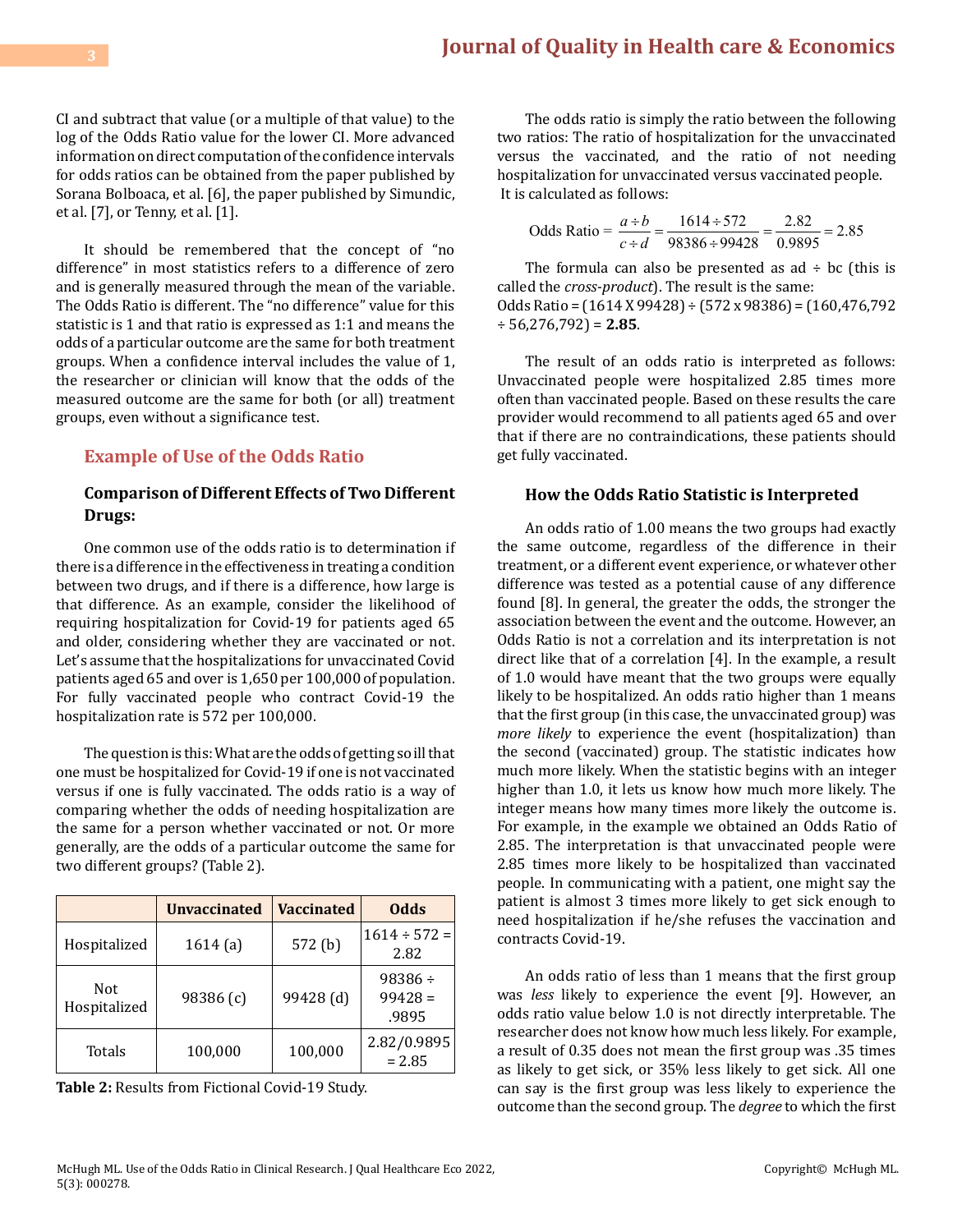CI and subtract that value (or a multiple of that value) to the log of the Odds Ratio value for the lower CI. More advanced information on direct computation of the confidence intervals for odds ratios can be obtained from the paper published by Sorana Bolboaca, et al. [6], the paper published by Simundic, et al. [7], or Tenny, et al. [1].

It should be remembered that the concept of "no difference" in most statistics refers to a difference of zero and is generally measured through the mean of the variable. The Odds Ratio is different. The "no difference" value for this statistic is 1 and that ratio is expressed as 1:1 and means the odds of a particular outcome are the same for both treatment groups. When a confidence interval includes the value of 1, the researcher or clinician will know that the odds of the measured outcome are the same for both (or all) treatment groups, even without a significance test.

## Example of Use of the Odds Ratio

### Comparison of Different Effects of Two Different Drugs:

One common use of the odds ratio is to determination if there is a difference in the effectiveness in treating a condition between two drugs, and if there is a difference, how large is that difference. As an example, consider the likelihood of requiring hospitalization for Covid-19 for patients aged 65 and older, considering whether they are vaccinated or not. Let's assume that the hospitalizations for unvaccinated Covid patients aged 65 and over is 1,650 per 100,000 of population. For fully vaccinated people who contract Covid-19 the hospitalization rate is 572 per 100,000.

The question is this: What are the odds of getting so ill that one must be hospitalized for Covid-19 if one is not vaccinated versus if one is fully vaccinated. The odds ratio is a way of comparing whether the odds of needing hospitalization are the same for a person whether vaccinated or not. Or more generally, are the odds of a particular outcome the same for two different groups? (Table 2).

| | Unvaccinated | Vaccinated | Odds |
|---|---|---|---|
| Hospitalized | 1614 (a) | 572 (b) | 1614 ÷ 572 = 2.82 |
| Not Hospitalized | 98386 (c) | 99428 (d) | 98386 ÷ 99428 = .9895 |
| Totals | 100,000 | 100,000 | 2.82/0.9895 = 2.85 |

**Table 2:** Results from Fictional Covid-19 Study.

The odds ratio is simply the ratio between the following two ratios: The ratio of hospitalization for the unvaccinated versus the vaccinated, and the ratio of not needing hospitalization for unvaccinated versus vaccinated people.

It is calculated as follows:

$$\text{Odds Ratio} = \frac{a \div b}{c \div d} = \frac{1614 \div 572}{98386 \div 99428} = \frac{2.82}{0.9895} = 2.85$$

The formula can also be presented as ad ÷ bc (this is called the *cross-product*). The result is the same: Odds Ratio = (1614 X 99428) ÷ (572 x 98386) = (160,476,792 ÷ 56,276,792) = **2.85**.

The result of an odds ratio is interpreted as follows: Unvaccinated people were hospitalized 2.85 times more often than vaccinated people. Based on these results the care provider would recommend to all patients aged 65 and over that if there are no contraindications, these patients should get fully vaccinated.

### How the Odds Ratio Statistic is Interpreted

An odds ratio of 1.00 means the two groups had exactly the same outcome, regardless of the difference in their treatment, or a different event experience, or whatever other difference was tested as a potential cause of any difference found [8]. In general, the greater the odds, the stronger the association between the event and the outcome. However, an Odds Ratio is not a correlation and its interpretation is not direct like that of a correlation [4]. In the example, a result of 1.0 would have meant that the two groups were equally likely to be hospitalized. An odds ratio higher than 1 means that the first group (in this case, the unvaccinated group) was *more likely* to experience the event (hospitalization) than the second (vaccinated) group. The statistic indicates how much more likely. When the statistic begins with an integer higher than 1.0, it lets us know how much more likely. The integer means how many times more likely the outcome is. For example, in the example we obtained an Odds Ratio of 2.85. The interpretation is that unvaccinated people were 2.85 times more likely to be hospitalized than vaccinated people. In communicating with a patient, one might say the patient is almost 3 times more likely to get sick enough to need hospitalization if he/she refuses the vaccination and contracts Covid-19.

An odds ratio of less than 1 means that the first group was *less* likely to experience the event [9]. However, an odds ratio value below 1.0 is not directly interpretable. The researcher does not know how much less likely. For example, a result of 0.35 does not mean the first group was .35 times as likely to get sick, or 35% less likely to get sick. All one can say is the first group was less likely to experience the outcome than the second group. The *degree* to which the first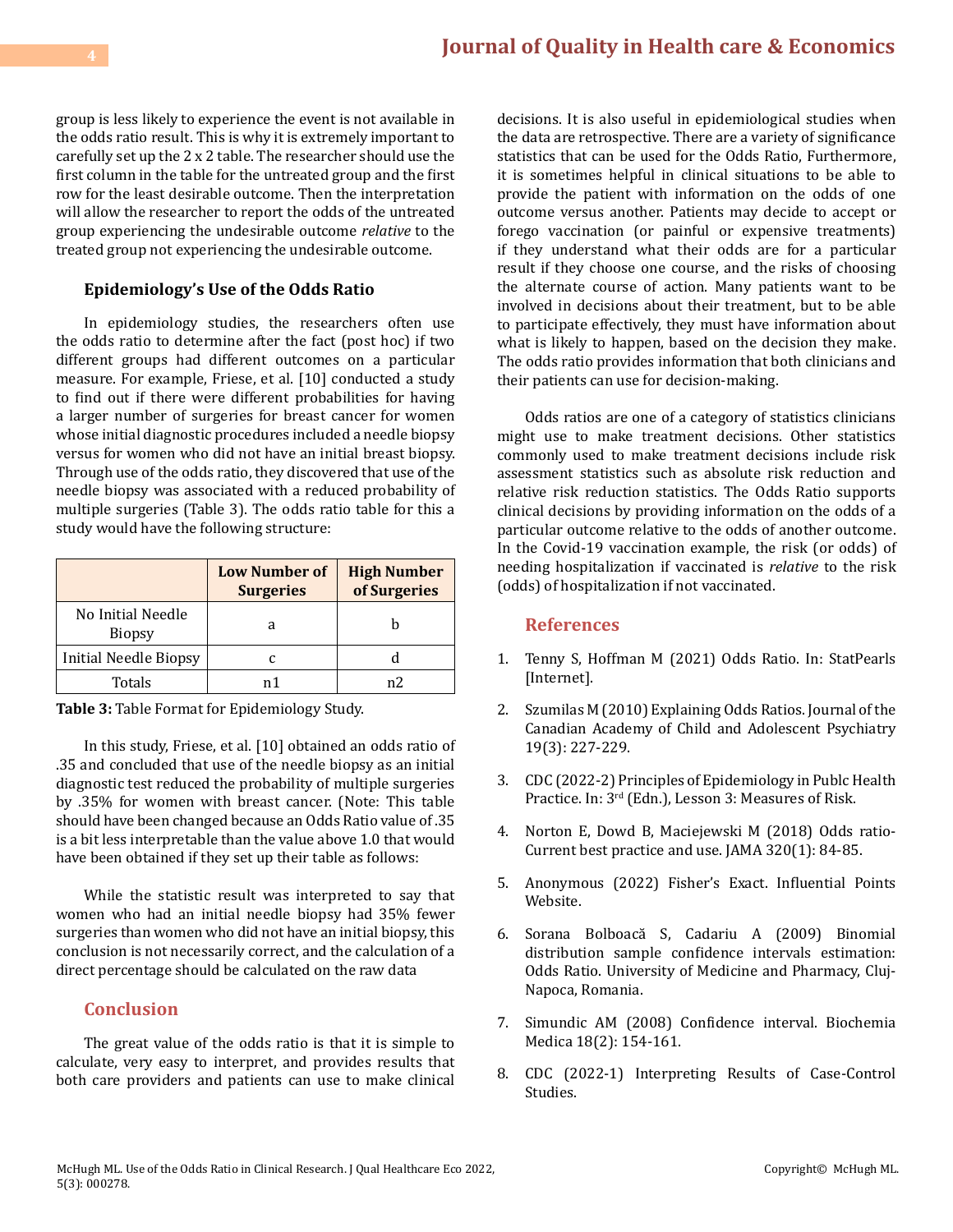group is less likely to experience the event is not available in the odds ratio result. This is why it is extremely important to carefully set up the 2 x 2 table. The researcher should use the first column in the table for the untreated group and the first row for the least desirable outcome. Then the interpretation will allow the researcher to report the odds of the untreated group experiencing the undesirable outcome *relative* to the treated group not experiencing the undesirable outcome.

### Epidemiology's Use of the Odds Ratio

In epidemiology studies, the researchers often use the odds ratio to determine after the fact (post hoc) if two different groups had different outcomes on a particular measure. For example, Friese, et al. [10] conducted a study to find out if there were different probabilities for having a larger number of surgeries for breast cancer for women whose initial diagnostic procedures included a needle biopsy versus for women who did not have an initial breast biopsy. Through use of the odds ratio, they discovered that use of the needle biopsy was associated with a reduced probability of multiple surgeries (Table 3). The odds ratio table for this a study would have the following structure:

| | Low Number of Surgeries | High Number of Surgeries |
|---|---|---|
| No Initial Needle Biopsy | a | b |
| Initial Needle Biopsy | c | d |
| Totals | n1 | n2 |

**Table 3:** Table Format for Epidemiology Study.

In this study, Friese, et al. [10] obtained an odds ratio of .35 and concluded that use of the needle biopsy as an initial diagnostic test reduced the probability of multiple surgeries by .35% for women with breast cancer. (Note: This table should have been changed because an Odds Ratio value of .35 is a bit less interpretable than the value above 1.0 that would have been obtained if they set up their table as follows:

While the statistic result was interpreted to say that women who had an initial needle biopsy had 35% fewer surgeries than women who did not have an initial biopsy, this conclusion is not necessarily correct, and the calculation of a direct percentage should be calculated on the raw data

## Conclusion

The great value of the odds ratio is that it is simple to calculate, very easy to interpret, and provides results that both care providers and patients can use to make clinical decisions. It is also useful in epidemiological studies when the data are retrospective. There are a variety of significance statistics that can be used for the Odds Ratio, Furthermore, it is sometimes helpful in clinical situations to be able to provide the patient with information on the odds of one outcome versus another. Patients may decide to accept or forego vaccination (or painful or expensive treatments) if they understand what their odds are for a particular result if they choose one course, and the risks of choosing the alternate course of action. Many patients want to be involved in decisions about their treatment, but to be able to participate effectively, they must have information about what is likely to happen, based on the decision they make. The odds ratio provides information that both clinicians and their patients can use for decision-making.

Odds ratios are one of a category of statistics clinicians might use to make treatment decisions. Other statistics commonly used to make treatment decisions include risk assessment statistics such as absolute risk reduction and relative risk reduction statistics. The Odds Ratio supports clinical decisions by providing information on the odds of a particular outcome relative to the odds of another outcome. In the Covid-19 vaccination example, the risk (or odds) of needing hospitalization if vaccinated is *relative* to the risk (odds) of hospitalization if not vaccinated.

## References

1. Tenny S, Hoffman M (2021) Odds Ratio. In: StatPearls [Internet].
2. Szumilas M (2010) Explaining Odds Ratios. Journal of the Canadian Academy of Child and Adolescent Psychiatry 19(3): 227-229.
3. CDC (2022-2) Principles of Epidemiology in Publc Health Practice. In: 3rd (Edn.), Lesson 3: Measures of Risk.
4. Norton E, Dowd B, Maciejewski M (2018) Odds ratio- Current best practice and use. JAMA 320(1): 84-85.
5. Anonymous (2022) Fisher's Exact. Influential Points Website.
6. Sorana Bolboacă S, Cadariu A (2009) Binomial distribution sample confidence intervals estimation: Odds Ratio. University of Medicine and Pharmacy, Cluj-Napoca, Romania.
7. Simundic AM (2008) Confidence interval. Biochemia Medica 18(2): 154-161.
8. CDC (2022-1) Interpreting Results of Case-Control Studies.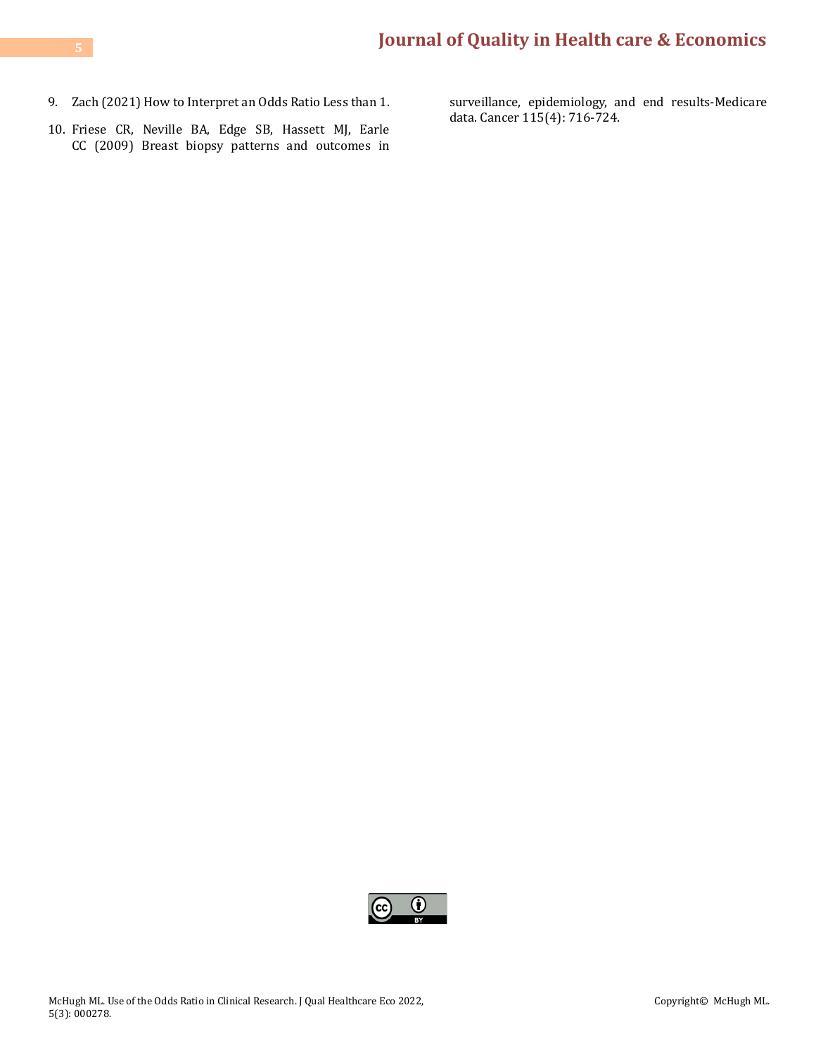9. Zach (2021) How to Interpret an Odds Ratio Less than 1.

10. Friese CR, Neville BA, Edge SB, Hassett MJ, Earle CC (2009) Breast biopsy patterns and outcomes in surveillance, epidemiology, and end results-Medicare data. Cancer 115(4): 716-724.